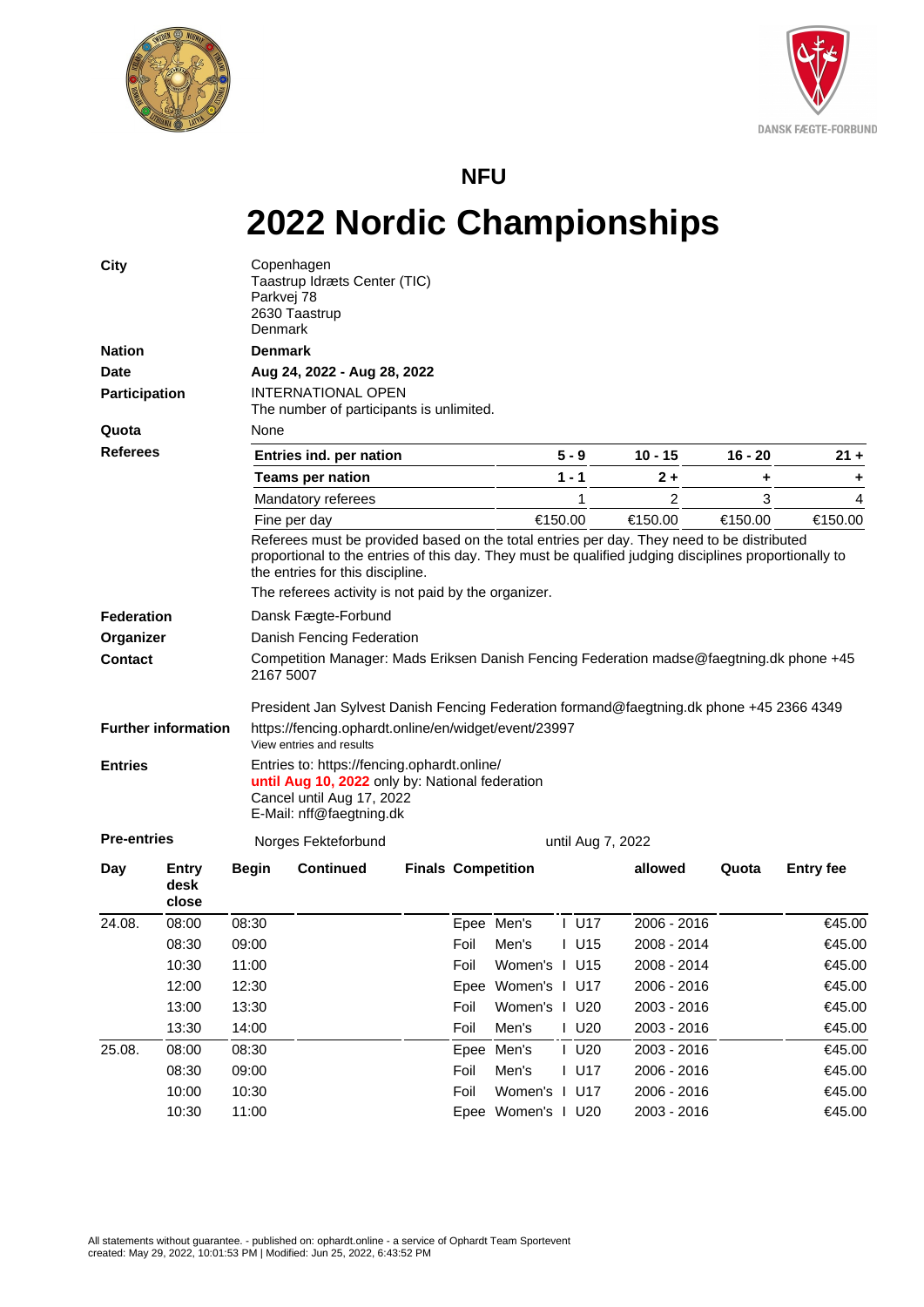**NFU**

# 2022 Nordic Championships

**City**

Copenhagen
Taastrup Idræts Center (TIC)
Parkvej 78
2630 Taastrup
Denmark

**Nation** **Denmark**

**Date** **Aug 24, 2022 - Aug 28, 2022**

**Participation** INTERNATIONAL OPEN
The number of participants is unlimited.

**Quota** None

**Referees**

| | 5 - 9 | 10 - 15 | 16 - 20 | 21 + |
|---|---|---|---|---|
| **Entries ind. per nation** | **5 - 9** | **10 - 15** | **16 - 20** | **21 +** |
| **Teams per nation** | **1 - 1** | **2 +** | **+** | **+** |
| Mandatory referees | 1 | 2 | 3 | 4 |
| Fine per day | €150.00 | €150.00 | €150.00 | €150.00 |

Referees must be provided based on the total entries per day. They need to be distributed proportional to the entries of this day. They must be qualified judging disciplines proportionally to the entries for this discipline.

The referees activity is not paid by the organizer.

**Federation** Dansk Fægte-Forbund

**Organizer** Danish Fencing Federation

**Contact** Competition Manager: Mads Eriksen Danish Fencing Federation madse@faegtning.dk phone +45 2167 5007

President Jan Sylvest Danish Fencing Federation formand@faegtning.dk phone +45 2366 4349

**Further information** https://fencing.ophardt.online/en/widget/event/23997
View entries and results

**Entries** Entries to: https://fencing.ophardt.online/
**until Aug 10, 2022** only by: National federation
Cancel until Aug 17, 2022
E-Mail: nff@faegtning.dk

**Pre-entries** Norges Fekteforbund until Aug 7, 2022

| Day | Entry desk close | Begin | Continued | Finals | Competition | allowed | Quota | Entry fee |
|---|---|---|---|---|---|---|---|---|
| 24.08. | 08:00 | 08:30 | | | Epee Men's I U17 | 2006 - 2016 | | €45.00 |
| | 08:30 | 09:00 | | | Foil Men's I U15 | 2008 - 2014 | | €45.00 |
| | 10:30 | 11:00 | | | Foil Women's I U15 | 2008 - 2014 | | €45.00 |
| | 12:00 | 12:30 | | | Epee Women's I U17 | 2006 - 2016 | | €45.00 |
| | 13:00 | 13:30 | | | Foil Women's I U20 | 2003 - 2016 | | €45.00 |
| | 13:30 | 14:00 | | | Foil Men's I U20 | 2003 - 2016 | | €45.00 |
| 25.08. | 08:00 | 08:30 | | | Epee Men's I U20 | 2003 - 2016 | | €45.00 |
| | 08:30 | 09:00 | | | Foil Men's I U17 | 2006 - 2016 | | €45.00 |
| | 10:00 | 10:30 | | | Foil Women's I U17 | 2006 - 2016 | | €45.00 |
| | 10:30 | 11:00 | | | Epee Women's I U20 | 2003 - 2016 | | €45.00 |

All statements without guarantee. - published on: ophardt.online - a service of Ophardt Team Sportevent
created: May 29, 2022, 10:01:53 PM | Modified: Jun 25, 2022, 6:43:52 PM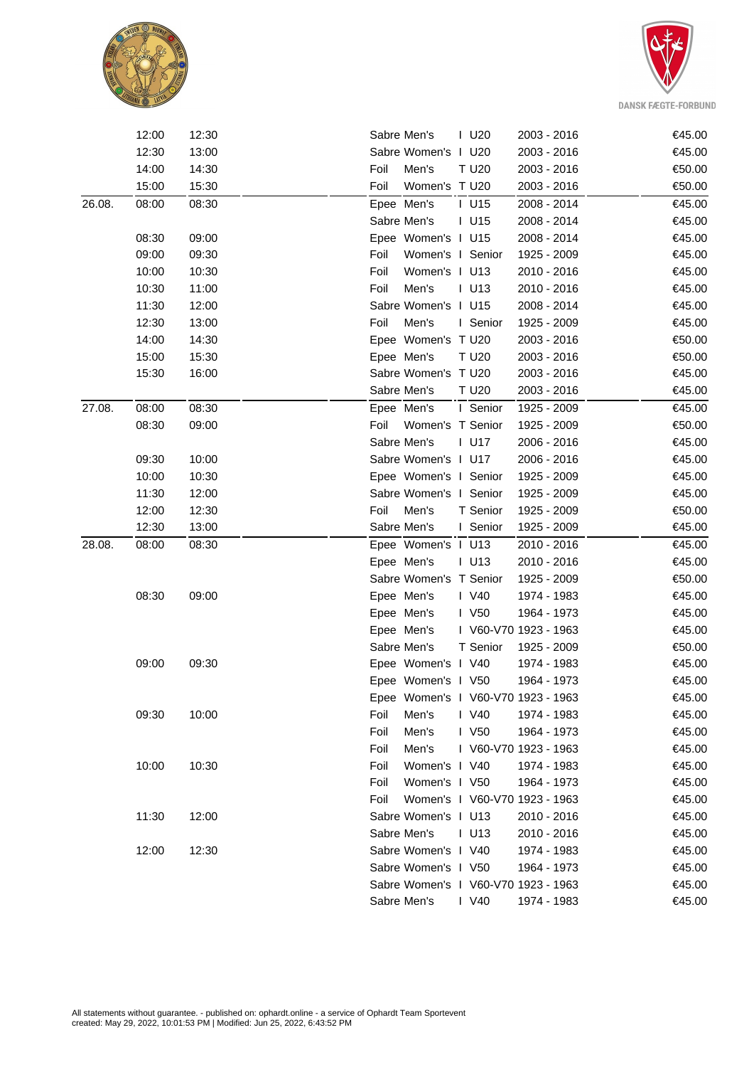| Date | Start | End | Weapon | Gender | Type | Category | Years | Fee |
|---|---|---|---|---|---|---|---|---|
| | 12:00 | 12:30 | Sabre | Men's | I | U20 | 2003 - 2016 | €45.00 |
| | 12:30 | 13:00 | Sabre | Women's | I | U20 | 2003 - 2016 | €45.00 |
| | 14:00 | 14:30 | Foil | Men's | T | U20 | 2003 - 2016 | €50.00 |
| | 15:00 | 15:30 | Foil | Women's | T | U20 | 2003 - 2016 | €50.00 |
| 26.08. | 08:00 | 08:30 | Epee | Men's | I | U15 | 2008 - 2014 | €45.00 |
| | | | Sabre | Men's | I | U15 | 2008 - 2014 | €45.00 |
| | 08:30 | 09:00 | Epee | Women's | I | U15 | 2008 - 2014 | €45.00 |
| | 09:00 | 09:30 | Foil | Women's | I | Senior | 1925 - 2009 | €45.00 |
| | 10:00 | 10:30 | Foil | Women's | I | U13 | 2010 - 2016 | €45.00 |
| | 10:30 | 11:00 | Foil | Men's | I | U13 | 2010 - 2016 | €45.00 |
| | 11:30 | 12:00 | Sabre | Women's | I | U15 | 2008 - 2014 | €45.00 |
| | 12:30 | 13:00 | Foil | Men's | I | Senior | 1925 - 2009 | €45.00 |
| | 14:00 | 14:30 | Epee | Women's | T | U20 | 2003 - 2016 | €50.00 |
| | 15:00 | 15:30 | Epee | Men's | T | U20 | 2003 - 2016 | €50.00 |
| | 15:30 | 16:00 | Sabre | Women's | T | U20 | 2003 - 2016 | €45.00 |
| | | | Sabre | Men's | T | U20 | 2003 - 2016 | €45.00 |
| 27.08. | 08:00 | 08:30 | Epee | Men's | I | Senior | 1925 - 2009 | €45.00 |
| | 08:30 | 09:00 | Foil | Women's | T | Senior | 1925 - 2009 | €50.00 |
| | | | Sabre | Men's | I | U17 | 2006 - 2016 | €45.00 |
| | 09:30 | 10:00 | Sabre | Women's | I | U17 | 2006 - 2016 | €45.00 |
| | 10:00 | 10:30 | Epee | Women's | I | Senior | 1925 - 2009 | €45.00 |
| | 11:30 | 12:00 | Sabre | Women's | I | Senior | 1925 - 2009 | €45.00 |
| | 12:00 | 12:30 | Foil | Men's | T | Senior | 1925 - 2009 | €50.00 |
| | 12:30 | 13:00 | Sabre | Men's | I | Senior | 1925 - 2009 | €45.00 |
| 28.08. | 08:00 | 08:30 | Epee | Women's | I | U13 | 2010 - 2016 | €45.00 |
| | | | Epee | Men's | I | U13 | 2010 - 2016 | €45.00 |
| | | | Sabre | Women's | T | Senior | 1925 - 2009 | €50.00 |
| | 08:30 | 09:00 | Epee | Men's | I | V40 | 1974 - 1983 | €45.00 |
| | | | Epee | Men's | I | V50 | 1964 - 1973 | €45.00 |
| | | | Epee | Men's | I | V60-V70 | 1923 - 1963 | €45.00 |
| | | | Sabre | Men's | T | Senior | 1925 - 2009 | €50.00 |
| | 09:00 | 09:30 | Epee | Women's | I | V40 | 1974 - 1983 | €45.00 |
| | | | Epee | Women's | I | V50 | 1964 - 1973 | €45.00 |
| | | | Epee | Women's | I | V60-V70 | 1923 - 1963 | €45.00 |
| | 09:30 | 10:00 | Foil | Men's | I | V40 | 1974 - 1983 | €45.00 |
| | | | Foil | Men's | I | V50 | 1964 - 1973 | €45.00 |
| | | | Foil | Men's | I | V60-V70 | 1923 - 1963 | €45.00 |
| | 10:00 | 10:30 | Foil | Women's | I | V40 | 1974 - 1983 | €45.00 |
| | | | Foil | Women's | I | V50 | 1964 - 1973 | €45.00 |
| | | | Foil | Women's | I | V60-V70 | 1923 - 1963 | €45.00 |
| | 11:30 | 12:00 | Sabre | Women's | I | U13 | 2010 - 2016 | €45.00 |
| | | | Sabre | Men's | I | U13 | 2010 - 2016 | €45.00 |
| | 12:00 | 12:30 | Sabre | Women's | I | V40 | 1974 - 1983 | €45.00 |
| | | | Sabre | Women's | I | V50 | 1964 - 1973 | €45.00 |
| | | | Sabre | Women's | I | V60-V70 | 1923 - 1963 | €45.00 |
| | | | Sabre | Men's | I | V40 | 1974 - 1983 | €45.00 |

All statements without guarantee. - published on: ophardt.online - a service of Ophardt Team Sportevent
created: May 29, 2022, 10:01:53 PM | Modified: Jun 25, 2022, 6:43:52 PM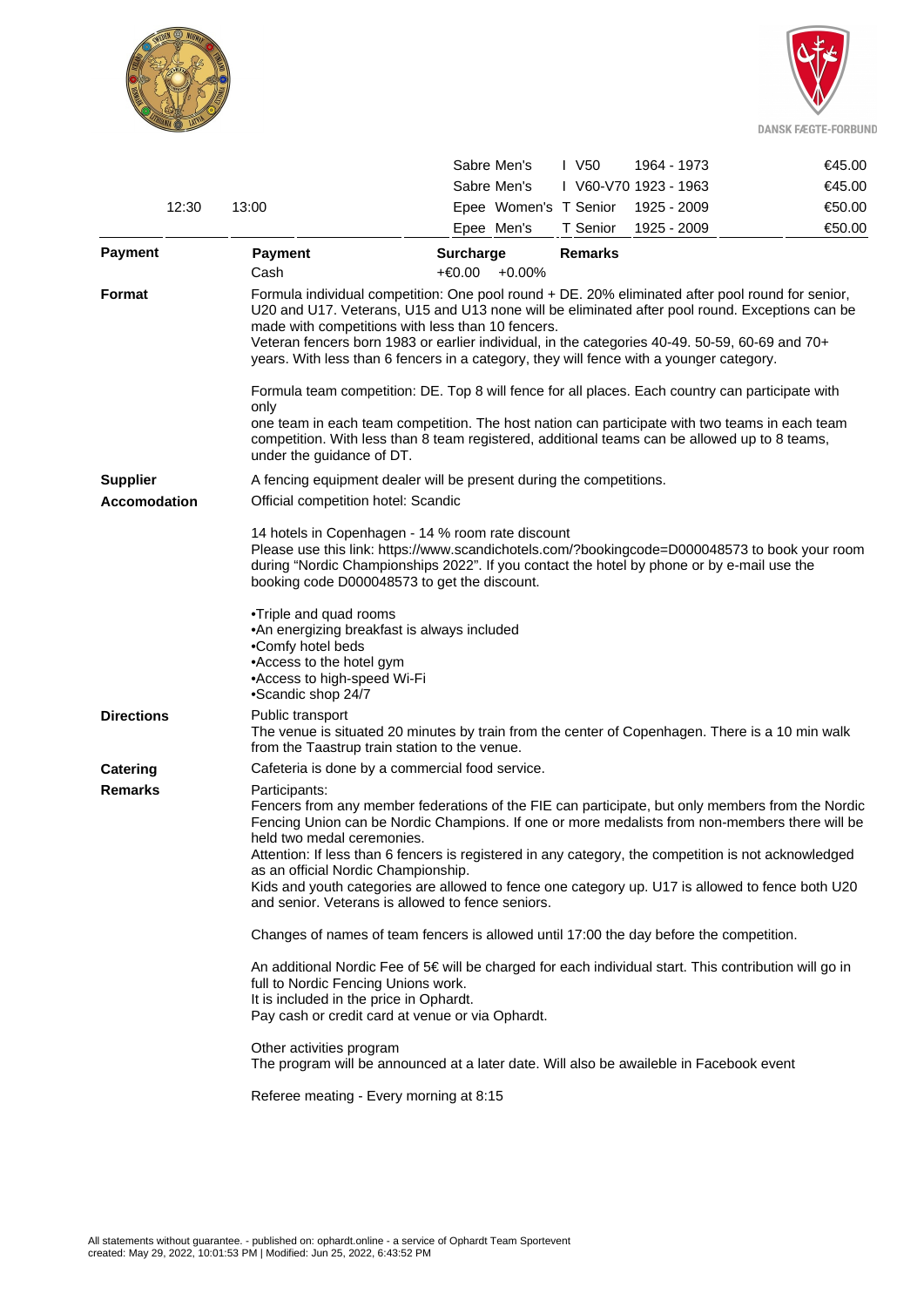| | | | | | | |
|---|---|---|---|---|---|---|
| | | Sabre Men's | I | V50 | 1964 - 1973 | €45.00 |
| | | Sabre Men's | I | V60-V70 | 1923 - 1963 | €45.00 |
| 12:30 | 13:00 | Epee Women's | T | Senior | 1925 - 2009 | €50.00 |
| | | Epee Men's | T | Senior | 1925 - 2009 | €50.00 |

**Payment**

| Payment | Surcharge | | Remarks |
|---|---|---|---|
| Cash | +€0.00 | +0.00% | |

**Format**

Formula individual competition: One pool round + DE. 20% eliminated after pool round for senior, U20 and U17. Veterans, U15 and U13 none will be eliminated after pool round. Exceptions can be made with competitions with less than 10 fencers.
Veteran fencers born 1983 or earlier individual, in the categories 40-49. 50-59, 60-69 and 70+ years. With less than 6 fencers in a category, they will fence with a younger category.

Formula team competition: DE. Top 8 will fence for all places. Each country can participate with only
one team in each team competition. The host nation can participate with two teams in each team competition. With less than 8 team registered, additional teams can be allowed up to 8 teams, under the guidance of DT.

**Supplier**

A fencing equipment dealer will be present during the competitions.

**Accomodation**

Official competition hotel: Scandic

14 hotels in Copenhagen - 14 % room rate discount
Please use this link: https://www.scandichotels.com/?bookingcode=D000048573 to book your room during "Nordic Championships 2022". If you contact the hotel by phone or by e-mail use the booking code D000048573 to get the discount.

- Triple and quad rooms
- An energizing breakfast is always included
- Comfy hotel beds
- Access to the hotel gym
- Access to high-speed Wi-Fi
- Scandic shop 24/7

**Directions**

Public transport
The venue is situated 20 minutes by train from the center of Copenhagen. There is a 10 min walk from the Taastrup train station to the venue.

**Catering**

Cafeteria is done by a commercial food service.

**Remarks**

Participants:
Fencers from any member federations of the FIE can participate, but only members from the Nordic Fencing Union can be Nordic Champions. If one or more medalists from non-members there will be held two medal ceremonies.
Attention: If less than 6 fencers is registered in any category, the competition is not acknowledged as an official Nordic Championship.
Kids and youth categories are allowed to fence one category up. U17 is allowed to fence both U20 and senior. Veterans is allowed to fence seniors.

Changes of names of team fencers is allowed until 17:00 the day before the competition.

An additional Nordic Fee of 5€ will be charged for each individual start. This contribution will go in full to Nordic Fencing Unions work.
It is included in the price in Ophardt.
Pay cash or credit card at venue or via Ophardt.

Other activities program
The program will be announced at a later date. Will also be awaileble in Facebook event

Referee meating - Every morning at 8:15

All statements without guarantee. - published on: ophardt.online - a service of Ophardt Team Sportevent
created: May 29, 2022, 10:01:53 PM | Modified: Jun 25, 2022, 6:43:52 PM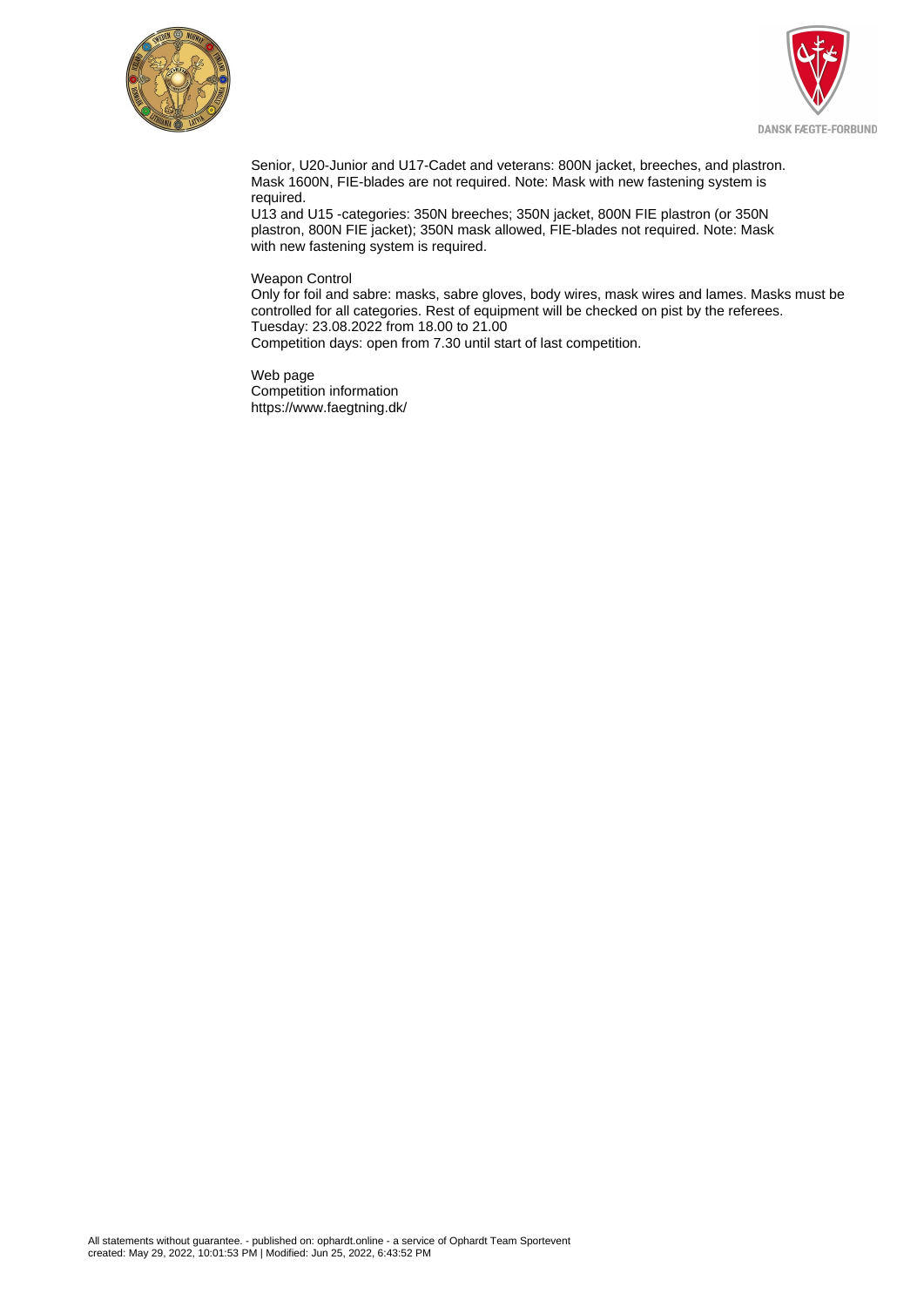Senior, U20-Junior and U17-Cadet and veterans: 800N jacket, breeches, and plastron. Mask 1600N, FIE-blades are not required. Note: Mask with new fastening system is required.
U13 and U15 -categories: 350N breeches; 350N jacket, 800N FIE plastron (or 350N plastron, 800N FIE jacket); 350N mask allowed, FIE-blades not required. Note: Mask with new fastening system is required.

Weapon Control
Only for foil and sabre: masks, sabre gloves, body wires, mask wires and lames. Masks must be controlled for all categories. Rest of equipment will be checked on pist by the referees.
Tuesday: 23.08.2022 from 18.00 to 21.00
Competition days: open from 7.30 until start of last competition.

Web page
Competition information
https://www.faegtning.dk/